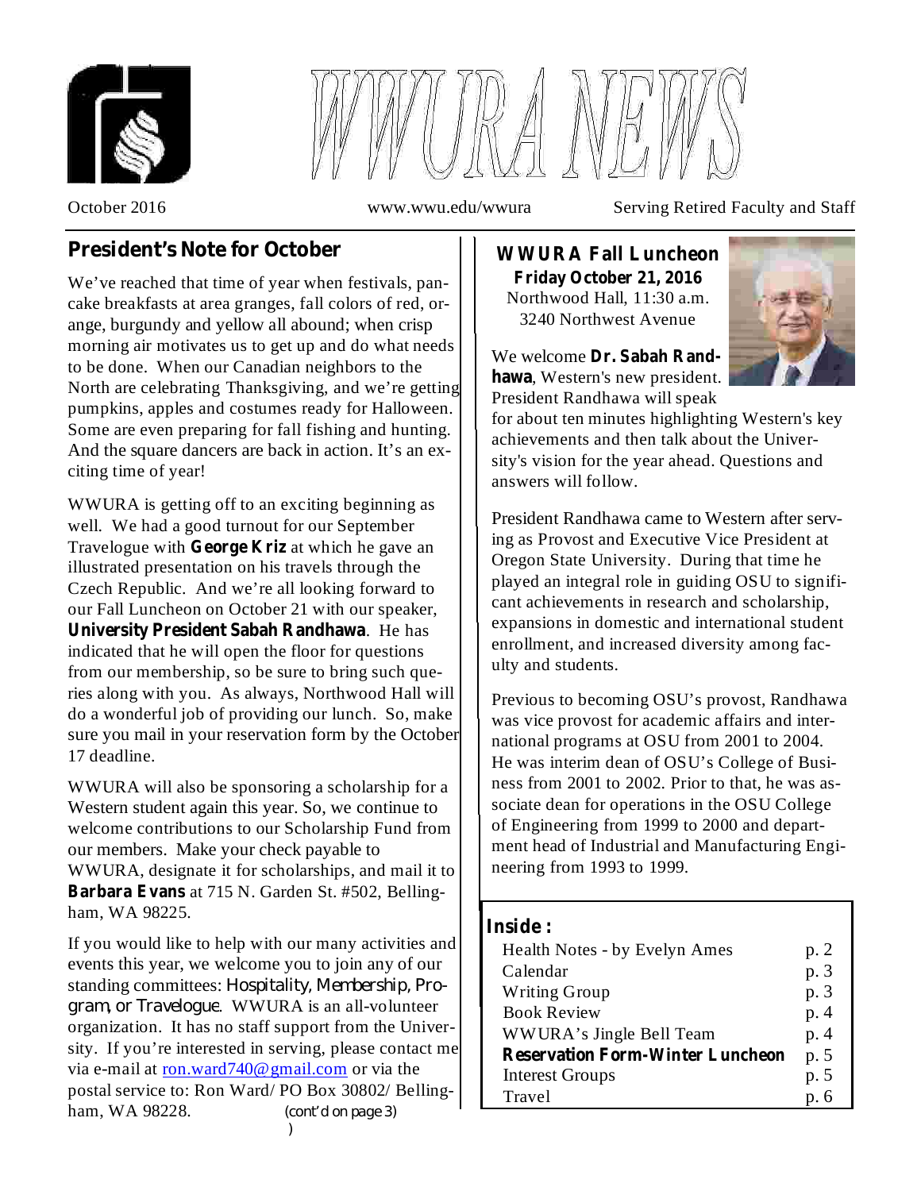# WWURA NEWS

October 2016 www.wwu.edu/wwura Serving Retired Faculty and Staff

## President's Note for October

We've reached that time of year when festivals, pancake breakfasts at area granges, fall colors of red, orange, burgundy and yellow all abound; when crisp morning air motivates us to get up and do what needs to be done. When our Canadian neighbors to the North are celebrating Thanksgiving, and we're getting pumpkins, apples and costumes ready for Halloween. Some are even preparing for fall fishing and hunting. And the square dancers are back in action. It's an exciting time of year!

WWURA is getting off to an exciting beginning as well. We had a good turnout for our September Travelogue with **George Kriz** at which he gave an illustrated presentation on his travels through the Czech Republic. And we're all looking forward to our Fall Luncheon on October 21 with our speaker, **University President Sabah Randhawa**. He has indicated that he will open the floor for questions from our membership, so be sure to bring such queries along with you. As always, Northwood Hall will do a wonderful job of providing our lunch. So, make sure you mail in your reservation form by the October 17 deadline.

WWURA will also be sponsoring a scholarship for a Western student again this year. So, we continue to welcome contributions to our Scholarship Fund from our members. Make your check payable to WWURA, designate it for scholarships, and mail it to **Barbara Evans** at 715 N. Garden St. #502, Bellingham, WA 98225.

If you would like to help with our many activities and events this year, we welcome you to join any of our standing committees: Hospitality, Membership, Program, or Travelogue. WWURA is an all-volunteer organization. It has no staff support from the University. If you're interested in serving, please contact me via e-mail at ron.ward740@gmail.com or via the postal service to: Ron Ward/ PO Box 30802/ Bellingham, WA 98228. (cont'd on page 3)

## WWURA Fall Luncheon

**Friday October 21, 2016**
Northwood Hall, 11:30 a.m.
3240 Northwest Avenue

We welcome **Dr. Sabah Randhawa**, Western's new president. President Randhawa will speak for about ten minutes highlighting Western's key achievements and then talk about the University's vision for the year ahead. Questions and answers will follow.

President Randhawa came to Western after serving as Provost and Executive Vice President at Oregon State University. During that time he played an integral role in guiding OSU to significant achievements in research and scholarship, expansions in domestic and international student enrollment, and increased diversity among faculty and students.

Previous to becoming OSU's provost, Randhawa was vice provost for academic affairs and international programs at OSU from 2001 to 2004. He was interim dean of OSU's College of Business from 2001 to 2002. Prior to that, he was associate dean for operations in the OSU College of Engineering from 1999 to 2000 and department head of Industrial and Manufacturing Engineering from 1993 to 1999.

**Inside:**

| | |
|---|---|
| Health Notes - by Evelyn Ames | p. 2 |
| Calendar | p. 3 |
| Writing Group | p. 3 |
| Book Review | p. 4 |
| WWURA's Jingle Bell Team | p. 4 |
| **Reservation Form-Winter Luncheon** | p. 5 |
| Interest Groups | p. 5 |
| Travel | p. 6 |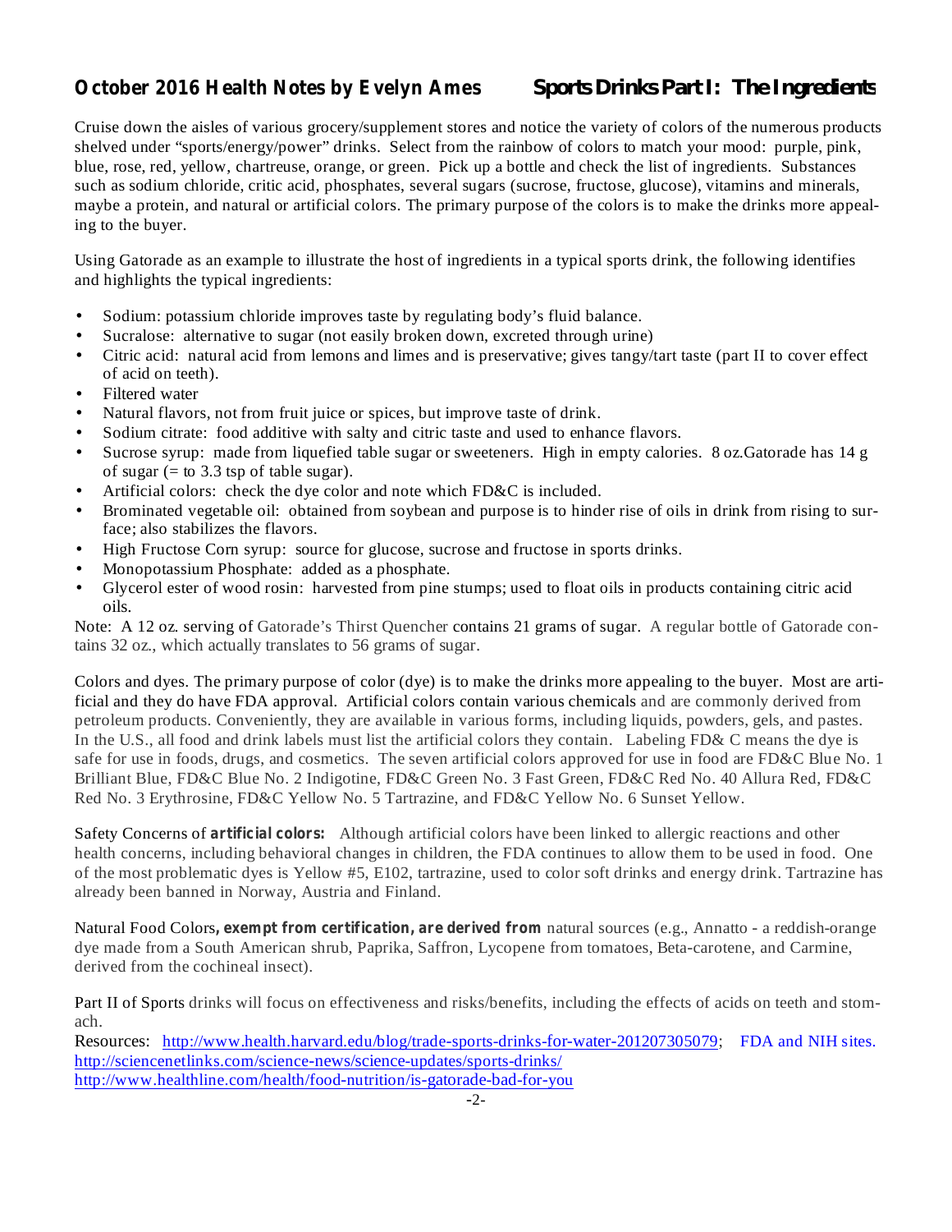## October 2016 Health Notes by Evelyn Ames — Sports Drinks Part I: The Ingredients

Cruise down the aisles of various grocery/supplement stores and notice the variety of colors of the numerous products shelved under "sports/energy/power" drinks. Select from the rainbow of colors to match your mood: purple, pink, blue, rose, red, yellow, chartreuse, orange, or green. Pick up a bottle and check the list of ingredients. Substances such as sodium chloride, critic acid, phosphates, several sugars (sucrose, fructose, glucose), vitamins and minerals, maybe a protein, and natural or artificial colors. The primary purpose of the colors is to make the drinks more appealing to the buyer.

Using Gatorade as an example to illustrate the host of ingredients in a typical sports drink, the following identifies and highlights the typical ingredients:

- Sodium: potassium chloride improves taste by regulating body's fluid balance.
- Sucralose: alternative to sugar (not easily broken down, excreted through urine)
- Citric acid: natural acid from lemons and limes and is preservative; gives tangy/tart taste (part II to cover effect of acid on teeth).
- Filtered water
- Natural flavors, not from fruit juice or spices, but improve taste of drink.
- Sodium citrate: food additive with salty and citric taste and used to enhance flavors.
- Sucrose syrup: made from liquefied table sugar or sweeteners. High in empty calories. 8 oz.Gatorade has 14 g of sugar (= to 3.3 tsp of table sugar).
- Artificial colors: check the dye color and note which FD&C is included.
- Brominated vegetable oil: obtained from soybean and purpose is to hinder rise of oils in drink from rising to surface; also stabilizes the flavors.
- High Fructose Corn syrup: source for glucose, sucrose and fructose in sports drinks.
- Monopotassium Phosphate: added as a phosphate.
- Glycerol ester of wood rosin: harvested from pine stumps; used to float oils in products containing citric acid oils.

Note: A 12 oz. serving of Gatorade's Thirst Quencher contains 21 grams of sugar. A regular bottle of Gatorade contains 32 oz., which actually translates to 56 grams of sugar.

Colors and dyes. The primary purpose of color (dye) is to make the drinks more appealing to the buyer. Most are artificial and they do have FDA approval. Artificial colors contain various chemicals and are commonly derived from petroleum products. Conveniently, they are available in various forms, including liquids, powders, gels, and pastes. In the U.S., all food and drink labels must list the artificial colors they contain. Labeling FD& C means the dye is safe for use in foods, drugs, and cosmetics. The seven artificial colors approved for use in food are FD&C Blue No. 1 Brilliant Blue, FD&C Blue No. 2 Indigotine, FD&C Green No. 3 Fast Green, FD&C Red No. 40 Allura Red, FD&C Red No. 3 Erythrosine, FD&C Yellow No. 5 Tartrazine, and FD&C Yellow No. 6 Sunset Yellow.

Safety Concerns of **artificial colors:** Although artificial colors have been linked to allergic reactions and other health concerns, including behavioral changes in children, the FDA continues to allow them to be used in food. One of the most problematic dyes is Yellow #5, E102, tartrazine, used to color soft drinks and energy drink. Tartrazine has already been banned in Norway, Austria and Finland.

Natural Food Colors**, exempt from certification, are derived from** natural sources (e.g., Annatto - a reddish-orange dye made from a South American shrub, Paprika, Saffron, Lycopene from tomatoes, Beta-carotene, and Carmine, derived from the cochineal insect).

Part II of Sports drinks will focus on effectiveness and risks/benefits, including the effects of acids on teeth and stomach.

Resources: http://www.health.harvard.edu/blog/trade-sports-drinks-for-water-201207305079; FDA and NIH sites.
http://sciencenetlinks.com/science-news/science-updates/sports-drinks/
http://www.healthline.com/health/food-nutrition/is-gatorade-bad-for-you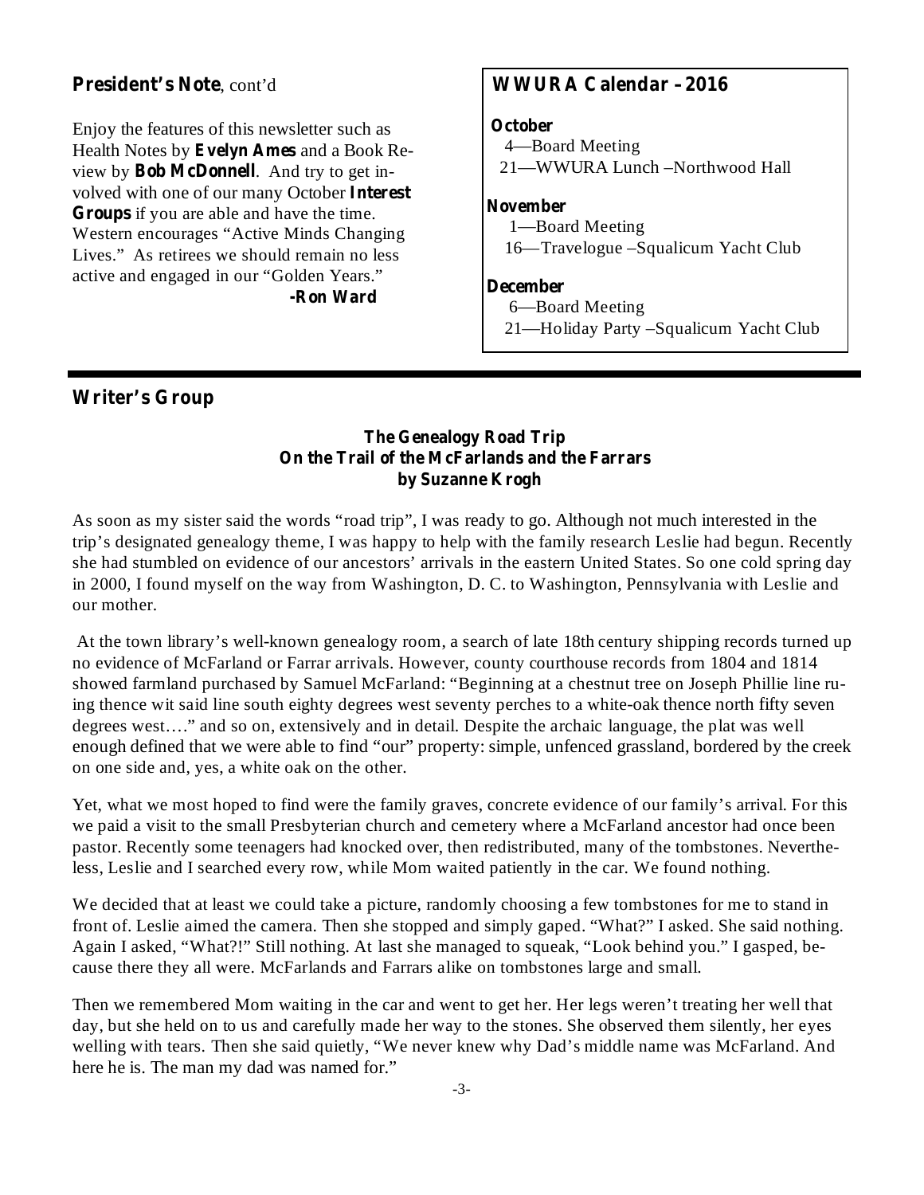**President's Note**, cont'd

Enjoy the features of this newsletter such as Health Notes by **Evelyn Ames** and a Book Review by **Bob McDonnell**. And try to get involved with one of our many October **Interest Groups** if you are able and have the time. Western encourages "Active Minds Changing Lives." As retirees we should remain no less active and engaged in our "Golden Years."

**-Ron Ward**

## WWURA Calendar – 2016

**October**

4—Board Meeting
21—WWURA Lunch –Northwood Hall

**November**

1—Board Meeting
16—Travelogue –Squalicum Yacht Club

**December**

6—Board Meeting
21—Holiday Party –Squalicum Yacht Club

## Writer's Group

### The Genealogy Road Trip
### On the Trail of the McFarlands and the Farrars
### by Suzanne Krogh

As soon as my sister said the words "road trip", I was ready to go. Although not much interested in the trip's designated genealogy theme, I was happy to help with the family research Leslie had begun. Recently she had stumbled on evidence of our ancestors' arrivals in the eastern United States. So one cold spring day in 2000, I found myself on the way from Washington, D. C. to Washington, Pennsylvania with Leslie and our mother.

At the town library's well-known genealogy room, a search of late 18th century shipping records turned up no evidence of McFarland or Farrar arrivals. However, county courthouse records from 1804 and 1814 showed farmland purchased by Samuel McFarland: "Beginning at a chestnut tree on Joseph Phillie line ruing thence wit said line south eighty degrees west seventy perches to a white-oak thence north fifty seven degrees west…." and so on, extensively and in detail. Despite the archaic language, the plat was well enough defined that we were able to find "our" property: simple, unfenced grassland, bordered by the creek on one side and, yes, a white oak on the other.

Yet, what we most hoped to find were the family graves, concrete evidence of our family's arrival. For this we paid a visit to the small Presbyterian church and cemetery where a McFarland ancestor had once been pastor. Recently some teenagers had knocked over, then redistributed, many of the tombstones. Nevertheless, Leslie and I searched every row, while Mom waited patiently in the car. We found nothing.

We decided that at least we could take a picture, randomly choosing a few tombstones for me to stand in front of. Leslie aimed the camera. Then she stopped and simply gaped. "What?" I asked. She said nothing. Again I asked, "What?!" Still nothing. At last she managed to squeak, "Look behind you." I gasped, because there they all were. McFarlands and Farrars alike on tombstones large and small.

Then we remembered Mom waiting in the car and went to get her. Her legs weren't treating her well that day, but she held on to us and carefully made her way to the stones. She observed them silently, her eyes welling with tears. Then she said quietly, "We never knew why Dad's middle name was McFarland. And here he is. The man my dad was named for."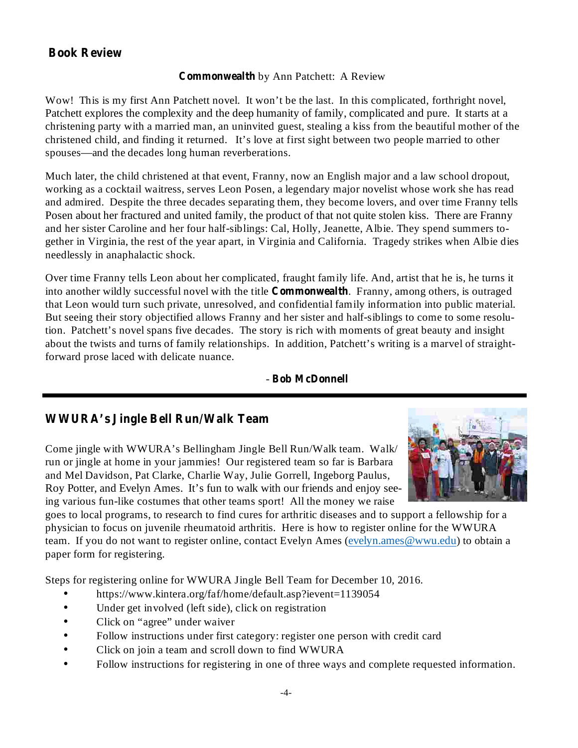## Book Review

**Commonwealth** by Ann Patchett: A Review

Wow! This is my first Ann Patchett novel. It won't be the last. In this complicated, forthright novel, Patchett explores the complexity and the deep humanity of family, complicated and pure. It starts at a christening party with a married man, an uninvited guest, stealing a kiss from the beautiful mother of the christened child, and finding it returned. It's love at first sight between two people married to other spouses—and the decades long human reverberations.

Much later, the child christened at that event, Franny, now an English major and a law school dropout, working as a cocktail waitress, serves Leon Posen, a legendary major novelist whose work she has read and admired. Despite the three decades separating them, they become lovers, and over time Franny tells Posen about her fractured and united family, the product of that not quite stolen kiss. There are Franny and her sister Caroline and her four half-siblings: Cal, Holly, Jeanette, Albie. They spend summers together in Virginia, the rest of the year apart, in Virginia and California. Tragedy strikes when Albie dies needlessly in anaphalactic shock.

Over time Franny tells Leon about her complicated, fraught family life. And, artist that he is, he turns it into another wildly successful novel with the title **Commonwealth**. Franny, among others, is outraged that Leon would turn such private, unresolved, and confidential family information into public material. But seeing their story objectified allows Franny and her sister and half-siblings to come to some resolution. Patchett's novel spans five decades. The story is rich with moments of great beauty and insight about the twists and turns of family relationships. In addition, Patchett's writing is a marvel of straightforward prose laced with delicate nuance.

\- **Bob McDonnell**

---

## WWURA's Jingle Bell Run/Walk Team

Come jingle with WWURA's Bellingham Jingle Bell Run/Walk team. Walk/run or jingle at home in your jammies! Our registered team so far is Barbara and Mel Davidson, Pat Clarke, Charlie Way, Julie Gorrell, Ingeborg Paulus, Roy Potter, and Evelyn Ames. It's fun to walk with our friends and enjoy seeing various fun-like costumes that other teams sport! All the money we raise goes to local programs, to research to find cures for arthritic diseases and to support a fellowship for a physician to focus on juvenile rheumatoid arthritis. Here is how to register online for the WWURA team. If you do not want to register online, contact Evelyn Ames (evelyn.ames@wwu.edu) to obtain a paper form for registering.

Steps for registering online for WWURA Jingle Bell Team for December 10, 2016.

- https://www.kintera.org/faf/home/default.asp?ievent=1139054
- Under get involved (left side), click on registration
- Click on "agree" under waiver
- Follow instructions under first category: register one person with credit card
- Click on join a team and scroll down to find WWURA
- Follow instructions for registering in one of three ways and complete requested information.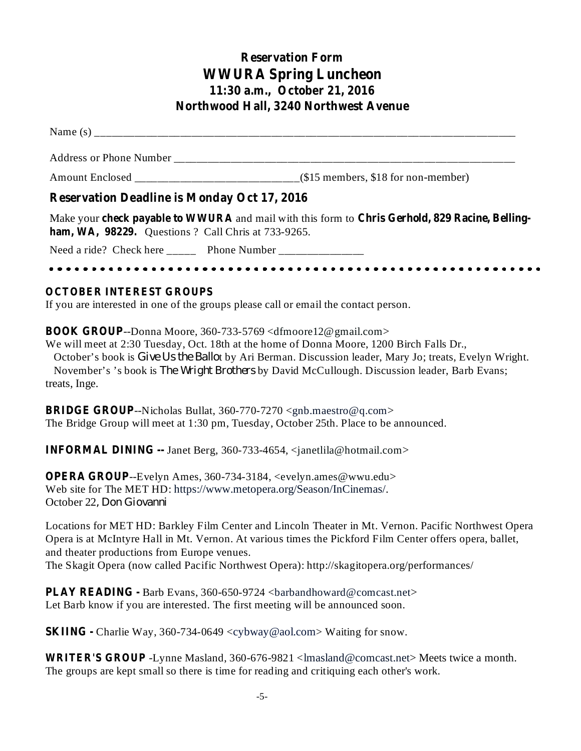# Reservation Form
## WWURA Spring Luncheon
### 11:30 a.m., October 21, 2016
### Northwood Hall, 3240 Northwest Avenue

Name (s) ___________________________________________________________________________

Address or Phone Number ________________________________________________________________

Amount Enclosed ____________________________($15 members, $18 for non-member)

**Reservation Deadline is Monday Oct 17, 2016**

Make your **check payable to WWURA** and mail with this form to **Chris Gerhold, 829 Racine, Bellingham, WA, 98229.** Questions ? Call Chris at 733-9265.

Need a ride? Check here _____ Phone Number _______________

---

**OCTOBER INTEREST GROUPS**

If you are interested in one of the groups please call or email the contact person.

**BOOK GROUP**--Donna Moore, 360-733-5769 <dfmoore12@gmail.com>
We will meet at 2:30 Tuesday, Oct. 18th at the home of Donna Moore, 1200 Birch Falls Dr.,
October's book is *Give Us the Ballot* by Ari Berman. Discussion leader, Mary Jo; treats, Evelyn Wright.
November's 's book is *The Wright Brothers* by David McCullough. Discussion leader, Barb Evans; treats, Inge.

**BRIDGE GROUP**--Nicholas Bullat, 360-770-7270 <gnb.maestro@q.com>
The Bridge Group will meet at 1:30 pm, Tuesday, October 25th. Place to be announced.

**INFORMAL DINING --** Janet Berg, 360-733-4654, <janetlila@hotmail.com>

**OPERA GROUP**--Evelyn Ames, 360-734-3184, <evelyn.ames@wwu.edu>
Web site for The MET HD: https://www.metopera.org/Season/InCinemas/.
October 22, *Don Giovanni*

Locations for MET HD: Barkley Film Center and Lincoln Theater in Mt. Vernon. Pacific Northwest Opera Opera is at McIntyre Hall in Mt. Vernon. At various times the Pickford Film Center offers opera, ballet, and theater productions from Europe venues.
The Skagit Opera (now called Pacific Northwest Opera): http://skagitopera.org/performances/

**PLAY READING -** Barb Evans, 360-650-9724 <barbandhoward@comcast.net>
Let Barb know if you are interested. The first meeting will be announced soon.

**SKIING -** Charlie Way, 360-734-0649 <cybway@aol.com> Waiting for snow.

**WRITER'S GROUP** -Lynne Masland, 360-676-9821 <lmasland@comcast.net> Meets twice a month. The groups are kept small so there is time for reading and critiquing each other's work.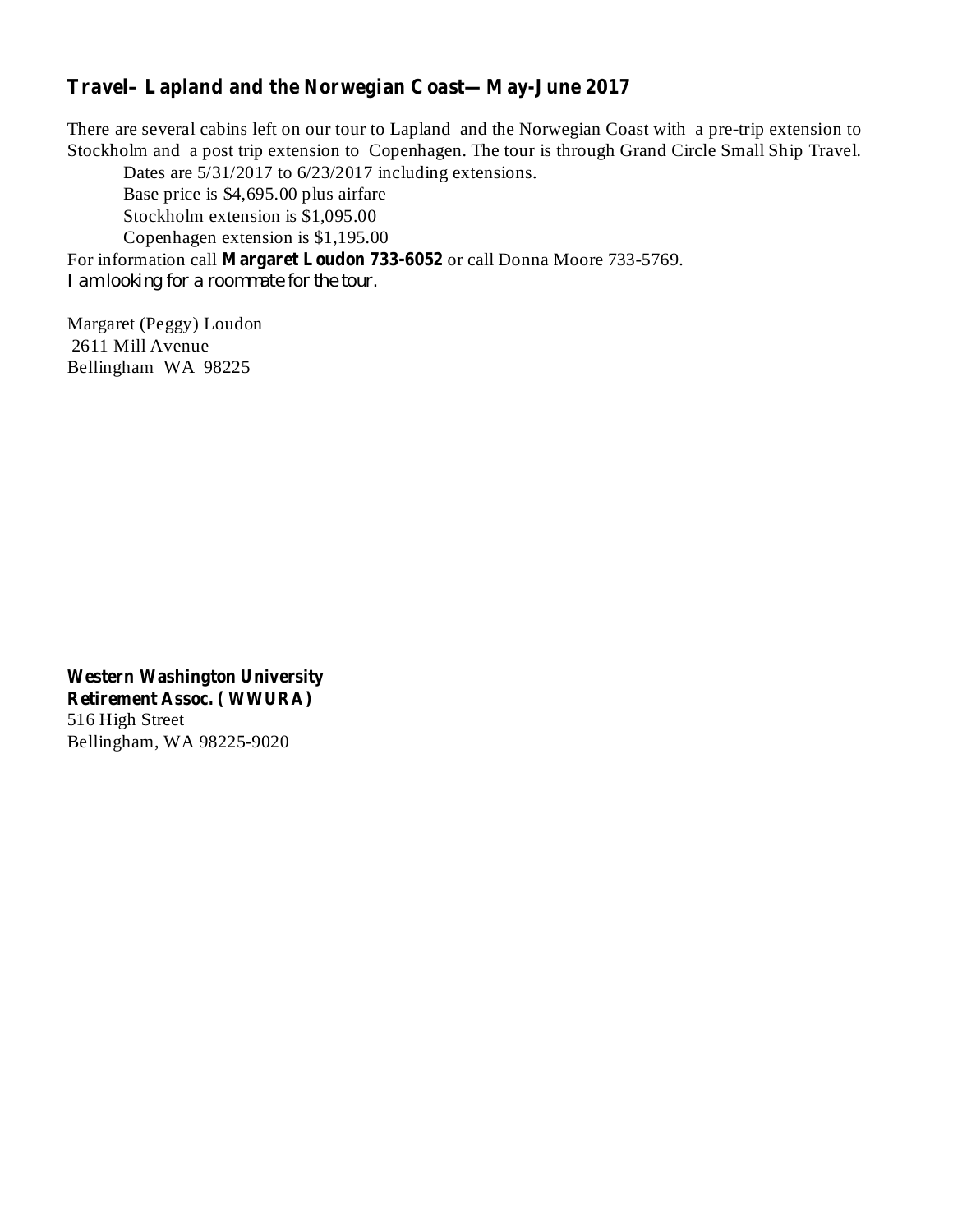### Travel– Lapland and the Norwegian Coast—May-June 2017

There are several cabins left on our tour to Lapland and the Norwegian Coast with a pre-trip extension to Stockholm and a post trip extension to Copenhagen. The tour is through Grand Circle Small Ship Travel.

Dates are 5/31/2017 to 6/23/2017 including extensions.
Base price is $4,695.00 plus airfare
Stockholm extension is $1,095.00
Copenhagen extension is $1,195.00

For information call **Margaret Loudon 733-6052** or call Donna Moore 733-5769.
I am looking for a roommate for the tour.

Margaret (Peggy) Loudon
2611 Mill Avenue
Bellingham WA 98225

**Western Washington University**
**Retirement Assoc. ( WWURA)**
516 High Street
Bellingham, WA 98225-9020